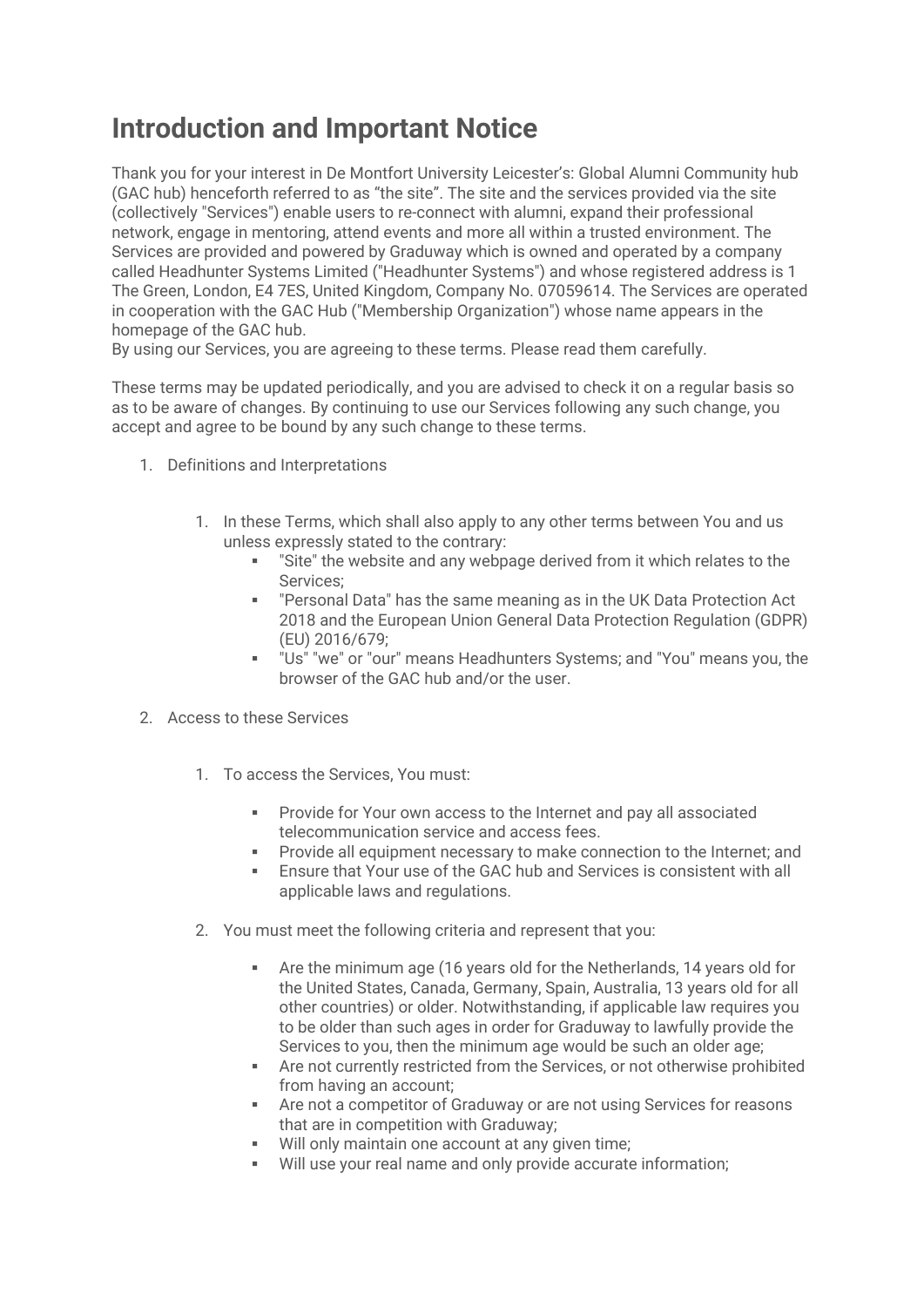# Introduction and Important Notice

Thank you for your interest in De Montfort University Leicester's: Global Alumni Community hub (GAC hub) henceforth referred to as "the site". The site and the services provided via the site (collectively "Services") enable users to re-connect with alumni, expand their professional network, engage in mentoring, attend events and more all within a trusted environment. The Services are provided and powered by Graduway which is owned and operated by a company called Headhunter Systems Limited ("Headhunter Systems") and whose registered address is 1 The Green, London, E4 7ES, United Kingdom, Company No. 07059614. The Services are operated in cooperation with the GAC Hub ("Membership Organization") whose name appears in the homepage of the GAC hub.
By using our Services, you are agreeing to these terms. Please read them carefully.

These terms may be updated periodically, and you are advised to check it on a regular basis so as to be aware of changes. By continuing to use our Services following any such change, you accept and agree to be bound by any such change to these terms.

1. Definitions and Interpretations

    1. In these Terms, which shall also apply to any other terms between You and us unless expressly stated to the contrary:
        - "Site" the website and any webpage derived from it which relates to the Services;
        - "Personal Data" has the same meaning as in the UK Data Protection Act 2018 and the European Union General Data Protection Regulation (GDPR) (EU) 2016/679;
        - "Us" "we" or "our" means Headhunters Systems; and "You" means you, the browser of the GAC hub and/or the user.

2. Access to these Services

    1. To access the Services, You must:
        - Provide for Your own access to the Internet and pay all associated telecommunication service and access fees.
        - Provide all equipment necessary to make connection to the Internet; and
        - Ensure that Your use of the GAC hub and Services is consistent with all applicable laws and regulations.
    2. You must meet the following criteria and represent that you:
        - Are the minimum age (16 years old for the Netherlands, 14 years old for the United States, Canada, Germany, Spain, Australia, 13 years old for all other countries) or older. Notwithstanding, if applicable law requires you to be older than such ages in order for Graduway to lawfully provide the Services to you, then the minimum age would be such an older age;
        - Are not currently restricted from the Services, or not otherwise prohibited from having an account;
        - Are not a competitor of Graduway or are not using Services for reasons that are in competition with Graduway;
        - Will only maintain one account at any given time;
        - Will use your real name and only provide accurate information;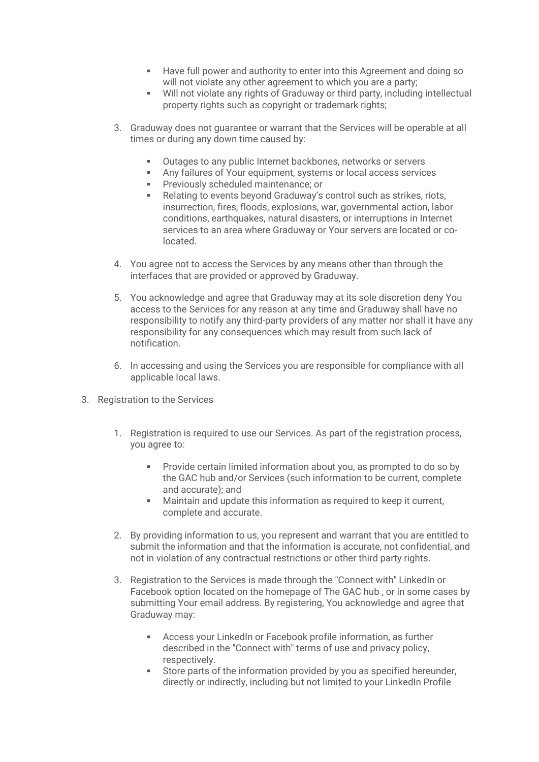- Have full power and authority to enter into this Agreement and doing so will not violate any other agreement to which you are a party;
- Will not violate any rights of Graduway or third party, including intellectual property rights such as copyright or trademark rights;

3. Graduway does not guarantee or warrant that the Services will be operable at all times or during any down time caused by:

    - Outages to any public Internet backbones, networks or servers
    - Any failures of Your equipment, systems or local access services
    - Previously scheduled maintenance; or
    - Relating to events beyond Graduway's control such as strikes, riots, insurrection, fires, floods, explosions, war, governmental action, labor conditions, earthquakes, natural disasters, or interruptions in Internet services to an area where Graduway or Your servers are located or co-located.

4. You agree not to access the Services by any means other than through the interfaces that are provided or approved by Graduway.

5. You acknowledge and agree that Graduway may at its sole discretion deny You access to the Services for any reason at any time and Graduway shall have no responsibility to notify any third-party providers of any matter nor shall it have any responsibility for any consequences which may result from such lack of notification.

6. In accessing and using the Services you are responsible for compliance with all applicable local laws.

3. Registration to the Services

    1. Registration is required to use our Services. As part of the registration process, you agree to:

        - Provide certain limited information about you, as prompted to do so by the GAC hub and/or Services (such information to be current, complete and accurate); and
        - Maintain and update this information as required to keep it current, complete and accurate.

    2. By providing information to us, you represent and warrant that you are entitled to submit the information and that the information is accurate, not confidential, and not in violation of any contractual restrictions or other third party rights.

    3. Registration to the Services is made through the "Connect with" LinkedIn or Facebook option located on the homepage of The GAC hub , or in some cases by submitting Your email address. By registering, You acknowledge and agree that Graduway may:

        - Access your LinkedIn or Facebook profile information, as further described in the "Connect with" terms of use and privacy policy, respectively.
        - Store parts of the information provided by you as specified hereunder, directly or indirectly, including but not limited to your LinkedIn Profile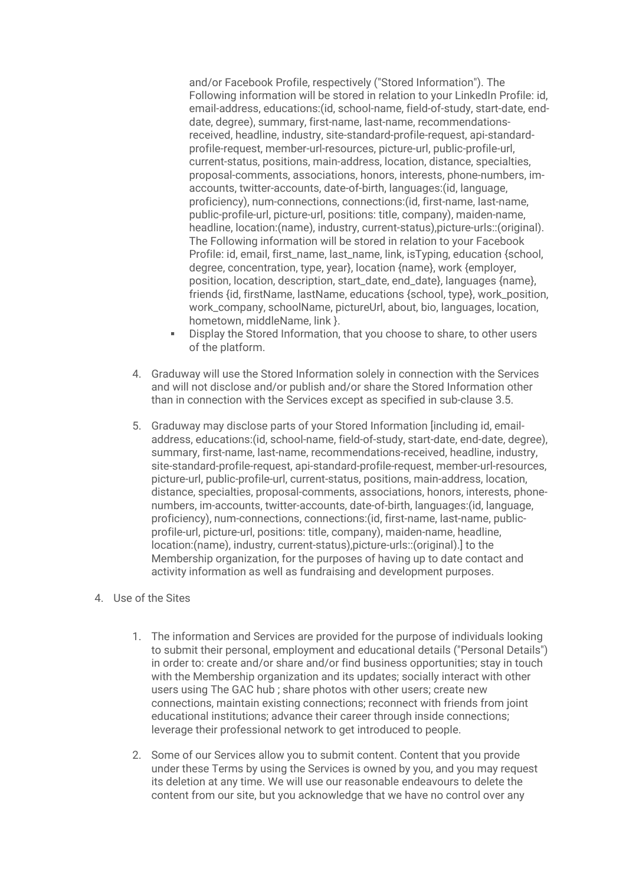and/or Facebook Profile, respectively ("Stored Information"). The Following information will be stored in relation to your LinkedIn Profile: id, email-address, educations:(id, school-name, field-of-study, start-date, end-date, degree), summary, first-name, last-name, recommendations-received, headline, industry, site-standard-profile-request, api-standard-profile-request, member-url-resources, picture-url, public-profile-url, current-status, positions, main-address, location, distance, specialties, proposal-comments, associations, honors, interests, phone-numbers, im-accounts, twitter-accounts, date-of-birth, languages:(id, language, proficiency), num-connections, connections:(id, first-name, last-name, public-profile-url, picture-url, positions: title, company), maiden-name, headline, location:(name), industry, current-status),picture-urls::(original). The Following information will be stored in relation to your Facebook Profile: id, email, first_name, last_name, link, isTyping, education {school, degree, concentration, type, year}, location {name}, work {employer, position, location, description, start_date, end_date}, languages {name}, friends {id, firstName, lastName, educations {school, type}, work_position, work_company, schoolName, pictureUrl, about, bio, languages, location, hometown, middleName, link }.

- Display the Stored Information, that you choose to share, to other users of the platform.

4. Graduway will use the Stored Information solely in connection with the Services and will not disclose and/or publish and/or share the Stored Information other than in connection with the Services except as specified in sub-clause 3.5.

5. Graduway may disclose parts of your Stored Information [including id, email-address, educations:(id, school-name, field-of-study, start-date, end-date, degree), summary, first-name, last-name, recommendations-received, headline, industry, site-standard-profile-request, api-standard-profile-request, member-url-resources, picture-url, public-profile-url, current-status, positions, main-address, location, distance, specialties, proposal-comments, associations, honors, interests, phone-numbers, im-accounts, twitter-accounts, date-of-birth, languages:(id, language, proficiency), num-connections, connections:(id, first-name, last-name, public-profile-url, picture-url, positions: title, company), maiden-name, headline, location:(name), industry, current-status),picture-urls::(original).] to the Membership organization, for the purposes of having up to date contact and activity information as well as fundraising and development purposes.

4. Use of the Sites

    1. The information and Services are provided for the purpose of individuals looking to submit their personal, employment and educational details ("Personal Details") in order to: create and/or share and/or find business opportunities; stay in touch with the Membership organization and its updates; socially interact with other users using The GAC hub ; share photos with other users; create new connections, maintain existing connections; reconnect with friends from joint educational institutions; advance their career through inside connections; leverage their professional network to get introduced to people.

    2. Some of our Services allow you to submit content. Content that you provide under these Terms by using the Services is owned by you, and you may request its deletion at any time. We will use our reasonable endeavours to delete the content from our site, but you acknowledge that we have no control over any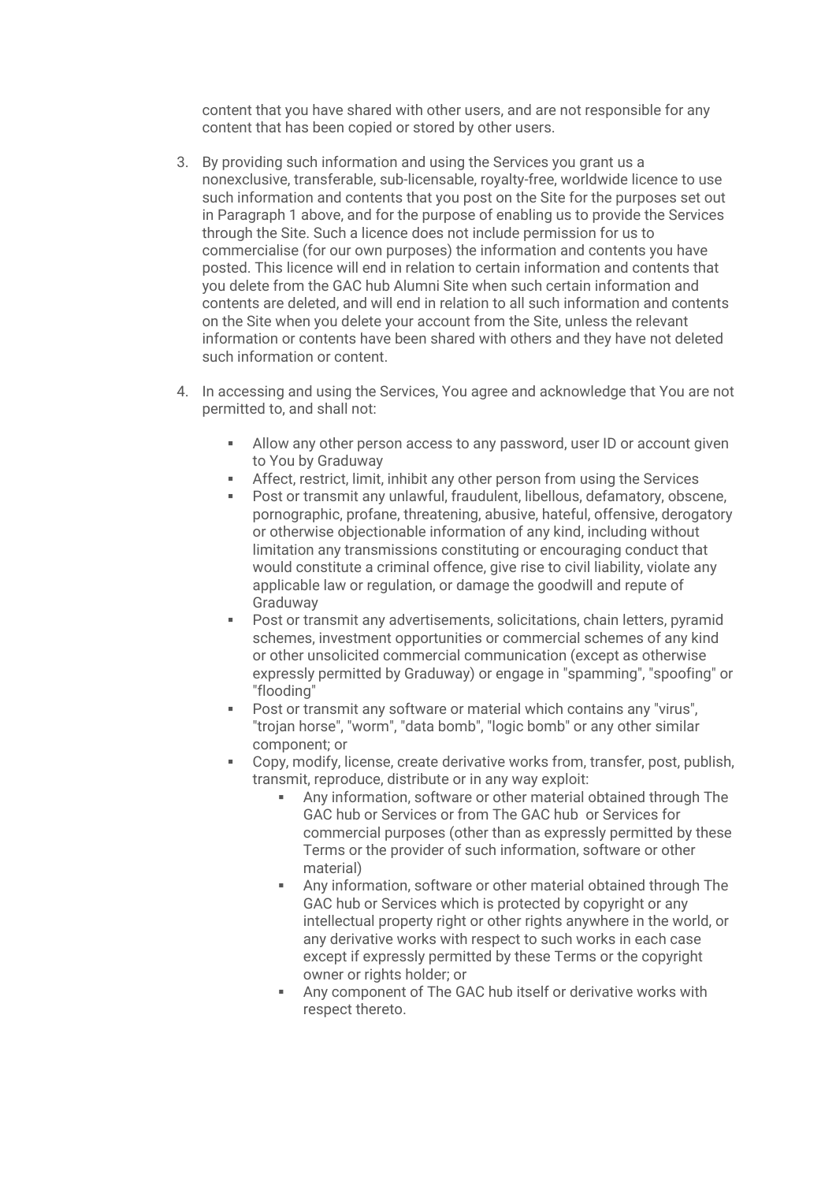content that you have shared with other users, and are not responsible for any content that has been copied or stored by other users.

3. By providing such information and using the Services you grant us a nonexclusive, transferable, sub-licensable, royalty-free, worldwide licence to use such information and contents that you post on the Site for the purposes set out in Paragraph 1 above, and for the purpose of enabling us to provide the Services through the Site. Such a licence does not include permission for us to commercialise (for our own purposes) the information and contents you have posted. This licence will end in relation to certain information and contents that you delete from the GAC hub Alumni Site when such certain information and contents are deleted, and will end in relation to all such information and contents on the Site when you delete your account from the Site, unless the relevant information or contents have been shared with others and they have not deleted such information or content.

4. In accessing and using the Services, You agree and acknowledge that You are not permitted to, and shall not:

    - Allow any other person access to any password, user ID or account given to You by Graduway
    - Affect, restrict, limit, inhibit any other person from using the Services
    - Post or transmit any unlawful, fraudulent, libellous, defamatory, obscene, pornographic, profane, threatening, abusive, hateful, offensive, derogatory or otherwise objectionable information of any kind, including without limitation any transmissions constituting or encouraging conduct that would constitute a criminal offence, give rise to civil liability, violate any applicable law or regulation, or damage the goodwill and repute of Graduway
    - Post or transmit any advertisements, solicitations, chain letters, pyramid schemes, investment opportunities or commercial schemes of any kind or other unsolicited commercial communication (except as otherwise expressly permitted by Graduway) or engage in "spamming", "spoofing" or "flooding"
    - Post or transmit any software or material which contains any "virus", "trojan horse", "worm", "data bomb", "logic bomb" or any other similar component; or
    - Copy, modify, license, create derivative works from, transfer, post, publish, transmit, reproduce, distribute or in any way exploit:
        - Any information, software or other material obtained through The GAC hub or Services or from The GAC hub or Services for commercial purposes (other than as expressly permitted by these Terms or the provider of such information, software or other material)
        - Any information, software or other material obtained through The GAC hub or Services which is protected by copyright or any intellectual property right or other rights anywhere in the world, or any derivative works with respect to such works in each case except if expressly permitted by these Terms or the copyright owner or rights holder; or
        - Any component of The GAC hub itself or derivative works with respect thereto.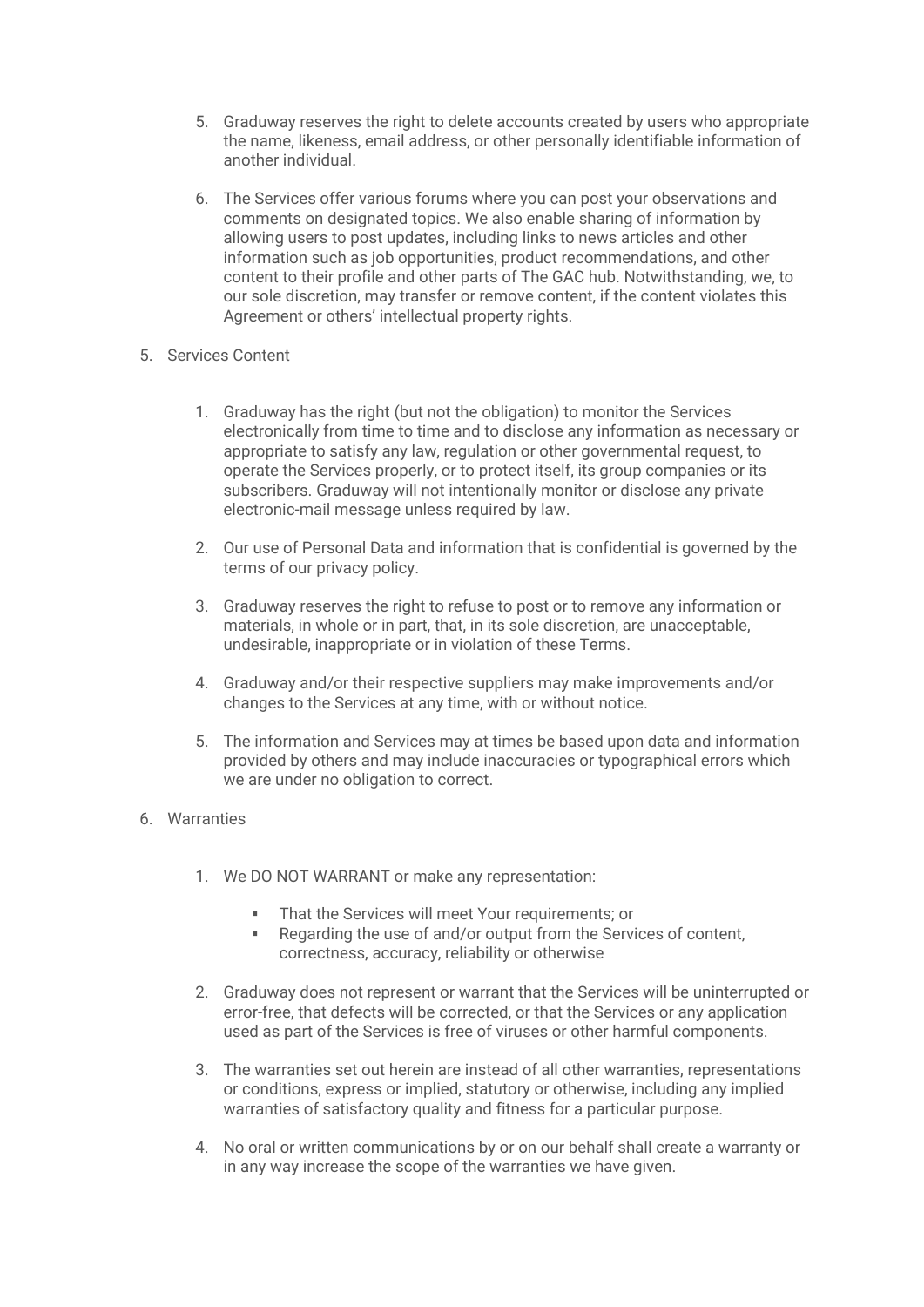5. Graduway reserves the right to delete accounts created by users who appropriate the name, likeness, email address, or other personally identifiable information of another individual.

6. The Services offer various forums where you can post your observations and comments on designated topics. We also enable sharing of information by allowing users to post updates, including links to news articles and other information such as job opportunities, product recommendations, and other content to their profile and other parts of The GAC hub. Notwithstanding, we, to our sole discretion, may transfer or remove content, if the content violates this Agreement or others' intellectual property rights.

5. Services Content

    1. Graduway has the right (but not the obligation) to monitor the Services electronically from time to time and to disclose any information as necessary or appropriate to satisfy any law, regulation or other governmental request, to operate the Services properly, or to protect itself, its group companies or its subscribers. Graduway will not intentionally monitor or disclose any private electronic-mail message unless required by law.

    2. Our use of Personal Data and information that is confidential is governed by the terms of our privacy policy.

    3. Graduway reserves the right to refuse to post or to remove any information or materials, in whole or in part, that, in its sole discretion, are unacceptable, undesirable, inappropriate or in violation of these Terms.

    4. Graduway and/or their respective suppliers may make improvements and/or changes to the Services at any time, with or without notice.

    5. The information and Services may at times be based upon data and information provided by others and may include inaccuracies or typographical errors which we are under no obligation to correct.

6. Warranties

    1. We DO NOT WARRANT or make any representation:

        - That the Services will meet Your requirements; or
        - Regarding the use of and/or output from the Services of content, correctness, accuracy, reliability or otherwise

    2. Graduway does not represent or warrant that the Services will be uninterrupted or error-free, that defects will be corrected, or that the Services or any application used as part of the Services is free of viruses or other harmful components.

    3. The warranties set out herein are instead of all other warranties, representations or conditions, express or implied, statutory or otherwise, including any implied warranties of satisfactory quality and fitness for a particular purpose.

    4. No oral or written communications by or on our behalf shall create a warranty or in any way increase the scope of the warranties we have given.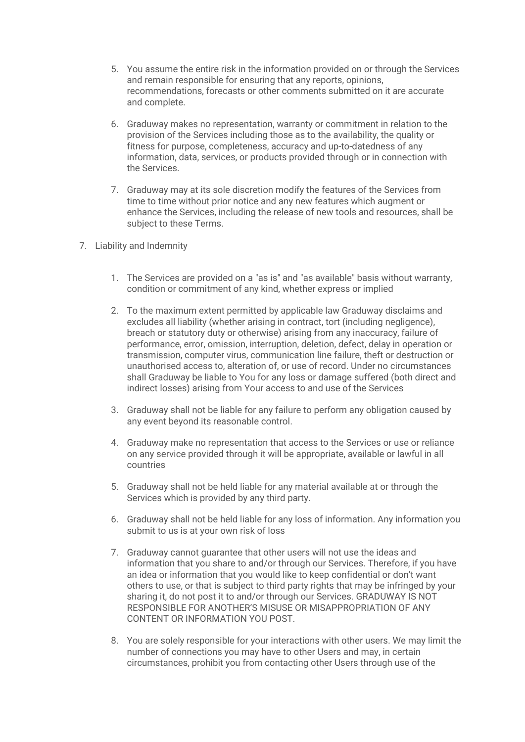5. You assume the entire risk in the information provided on or through the Services and remain responsible for ensuring that any reports, opinions, recommendations, forecasts or other comments submitted on it are accurate and complete.

6. Graduway makes no representation, warranty or commitment in relation to the provision of the Services including those as to the availability, the quality or fitness for purpose, completeness, accuracy and up-to-datedness of any information, data, services, or products provided through or in connection with the Services.

7. Graduway may at its sole discretion modify the features of the Services from time to time without prior notice and any new features which augment or enhance the Services, including the release of new tools and resources, shall be subject to these Terms.

7. Liability and Indemnity

   1. The Services are provided on a "as is" and "as available" basis without warranty, condition or commitment of any kind, whether express or implied

   2. To the maximum extent permitted by applicable law Graduway disclaims and excludes all liability (whether arising in contract, tort (including negligence), breach or statutory duty or otherwise) arising from any inaccuracy, failure of performance, error, omission, interruption, deletion, defect, delay in operation or transmission, computer virus, communication line failure, theft or destruction or unauthorised access to, alteration of, or use of record. Under no circumstances shall Graduway be liable to You for any loss or damage suffered (both direct and indirect losses) arising from Your access to and use of the Services

   3. Graduway shall not be liable for any failure to perform any obligation caused by any event beyond its reasonable control.

   4. Graduway make no representation that access to the Services or use or reliance on any service provided through it will be appropriate, available or lawful in all countries

   5. Graduway shall not be held liable for any material available at or through the Services which is provided by any third party.

   6. Graduway shall not be held liable for any loss of information. Any information you submit to us is at your own risk of loss

   7. Graduway cannot guarantee that other users will not use the ideas and information that you share to and/or through our Services. Therefore, if you have an idea or information that you would like to keep confidential or don't want others to use, or that is subject to third party rights that may be infringed by your sharing it, do not post it to and/or through our Services. GRADUWAY IS NOT RESPONSIBLE FOR ANOTHER'S MISUSE OR MISAPPROPRIATION OF ANY CONTENT OR INFORMATION YOU POST.

   8. You are solely responsible for your interactions with other users. We may limit the number of connections you may have to other Users and may, in certain circumstances, prohibit you from contacting other Users through use of the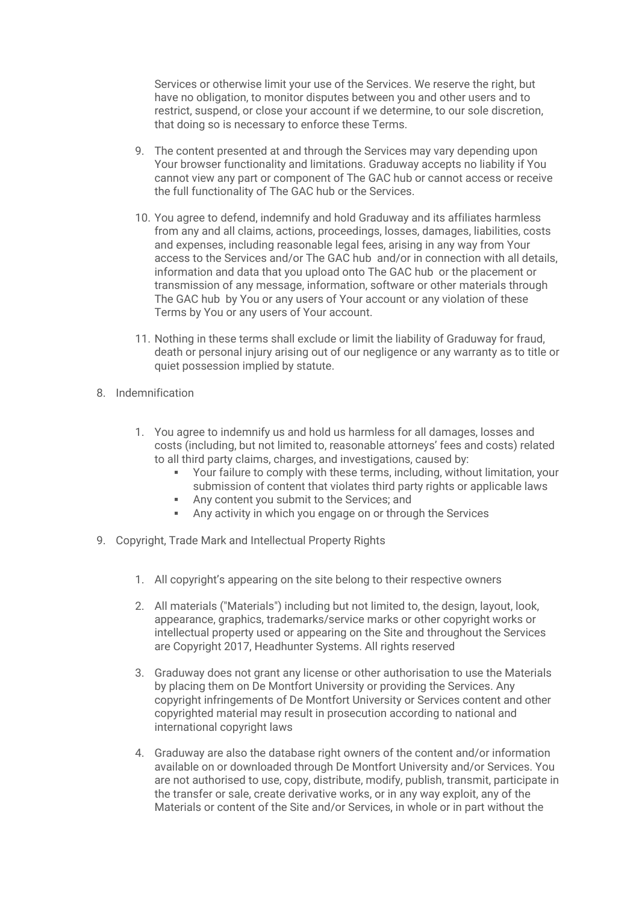Services or otherwise limit your use of the Services. We reserve the right, but have no obligation, to monitor disputes between you and other users and to restrict, suspend, or close your account if we determine, to our sole discretion, that doing so is necessary to enforce these Terms.

9. The content presented at and through the Services may vary depending upon Your browser functionality and limitations. Graduway accepts no liability if You cannot view any part or component of The GAC hub or cannot access or receive the full functionality of The GAC hub or the Services.

10. You agree to defend, indemnify and hold Graduway and its affiliates harmless from any and all claims, actions, proceedings, losses, damages, liabilities, costs and expenses, including reasonable legal fees, arising in any way from Your access to the Services and/or The GAC hub and/or in connection with all details, information and data that you upload onto The GAC hub or the placement or transmission of any message, information, software or other materials through The GAC hub by You or any users of Your account or any violation of these Terms by You or any users of Your account.

11. Nothing in these terms shall exclude or limit the liability of Graduway for fraud, death or personal injury arising out of our negligence or any warranty as to title or quiet possession implied by statute.

8. Indemnification

   1. You agree to indemnify us and hold us harmless for all damages, losses and costs (including, but not limited to, reasonable attorneys' fees and costs) related to all third party claims, charges, and investigations, caused by:
      - Your failure to comply with these terms, including, without limitation, your submission of content that violates third party rights or applicable laws
      - Any content you submit to the Services; and
      - Any activity in which you engage on or through the Services

9. Copyright, Trade Mark and Intellectual Property Rights

   1. All copyright's appearing on the site belong to their respective owners

   2. All materials ("Materials") including but not limited to, the design, layout, look, appearance, graphics, trademarks/service marks or other copyright works or intellectual property used or appearing on the Site and throughout the Services are Copyright 2017, Headhunter Systems. All rights reserved

   3. Graduway does not grant any license or other authorisation to use the Materials by placing them on De Montfort University or providing the Services. Any copyright infringements of De Montfort University or Services content and other copyrighted material may result in prosecution according to national and international copyright laws

   4. Graduway are also the database right owners of the content and/or information available on or downloaded through De Montfort University and/or Services. You are not authorised to use, copy, distribute, modify, publish, transmit, participate in the transfer or sale, create derivative works, or in any way exploit, any of the Materials or content of the Site and/or Services, in whole or in part without the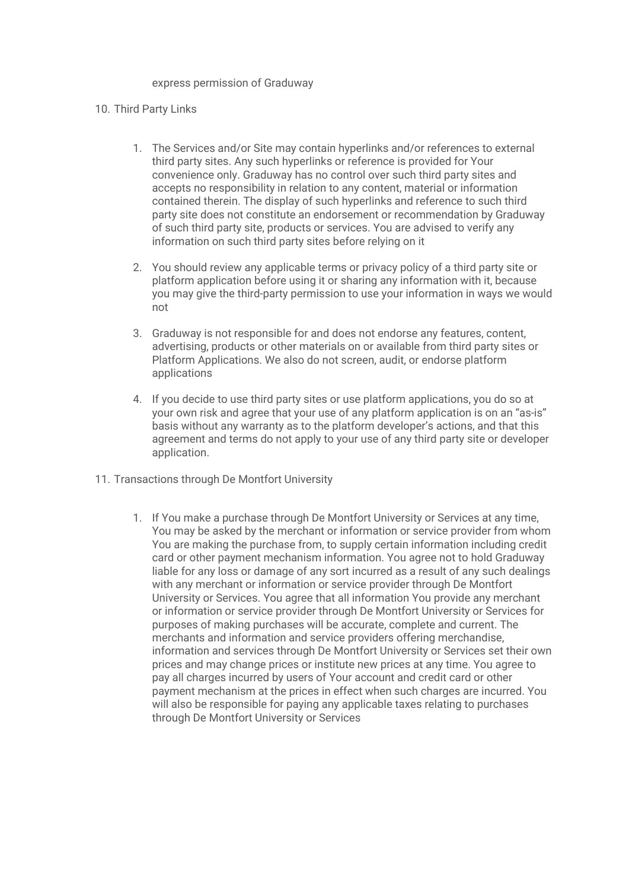express permission of Graduway

10. Third Party Links

    1. The Services and/or Site may contain hyperlinks and/or references to external third party sites. Any such hyperlinks or reference is provided for Your convenience only. Graduway has no control over such third party sites and accepts no responsibility in relation to any content, material or information contained therein. The display of such hyperlinks and reference to such third party site does not constitute an endorsement or recommendation by Graduway of such third party site, products or services. You are advised to verify any information on such third party sites before relying on it

    2. You should review any applicable terms or privacy policy of a third party site or platform application before using it or sharing any information with it, because you may give the third-party permission to use your information in ways we would not

    3. Graduway is not responsible for and does not endorse any features, content, advertising, products or other materials on or available from third party sites or Platform Applications. We also do not screen, audit, or endorse platform applications

    4. If you decide to use third party sites or use platform applications, you do so at your own risk and agree that your use of any platform application is on an "as-is" basis without any warranty as to the platform developer's actions, and that this agreement and terms do not apply to your use of any third party site or developer application.

11. Transactions through De Montfort University

    1. If You make a purchase through De Montfort University or Services at any time, You may be asked by the merchant or information or service provider from whom You are making the purchase from, to supply certain information including credit card or other payment mechanism information. You agree not to hold Graduway liable for any loss or damage of any sort incurred as a result of any such dealings with any merchant or information or service provider through De Montfort University or Services. You agree that all information You provide any merchant or information or service provider through De Montfort University or Services for purposes of making purchases will be accurate, complete and current. The merchants and information and service providers offering merchandise, information and services through De Montfort University or Services set their own prices and may change prices or institute new prices at any time. You agree to pay all charges incurred by users of Your account and credit card or other payment mechanism at the prices in effect when such charges are incurred. You will also be responsible for paying any applicable taxes relating to purchases through De Montfort University or Services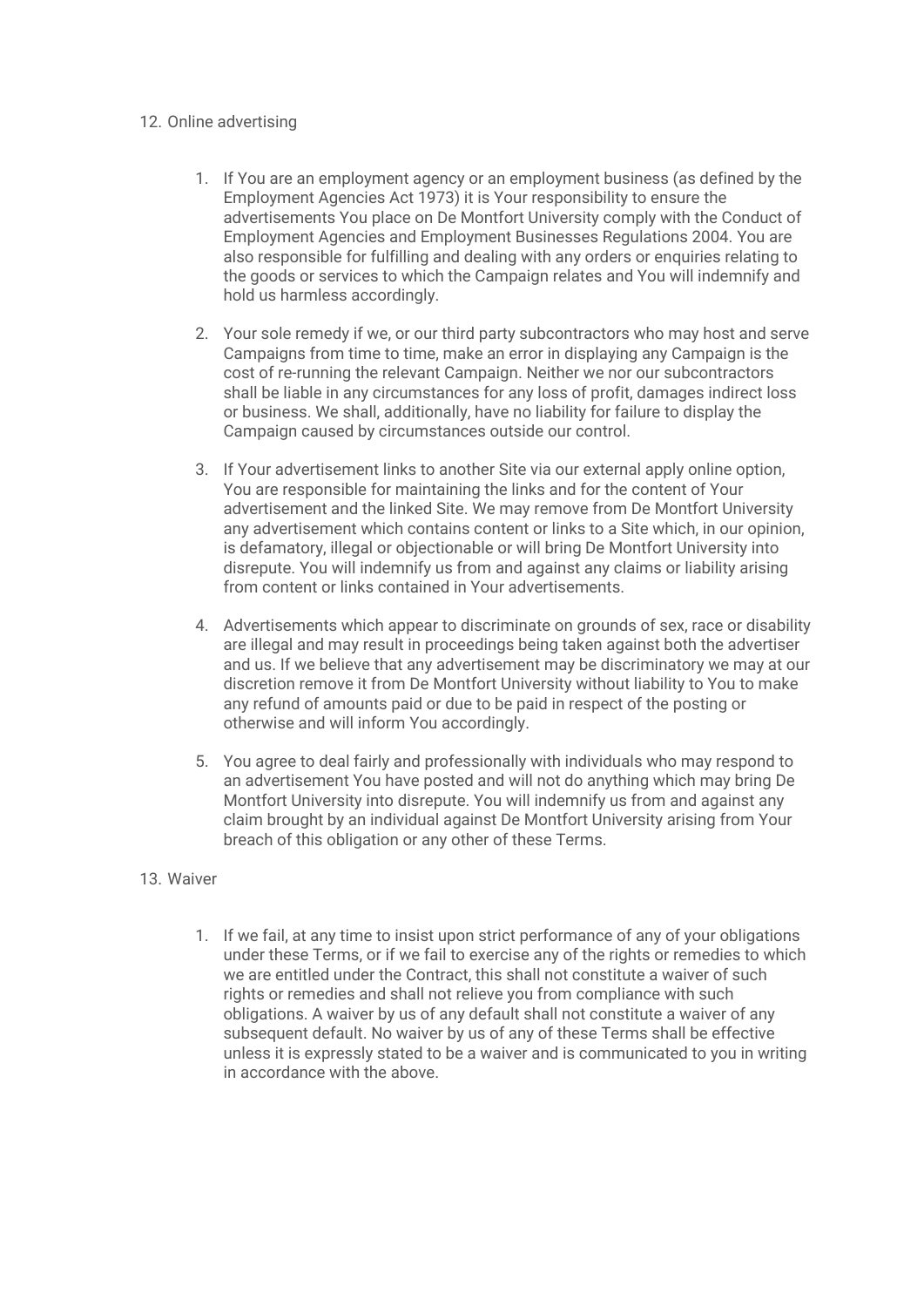12. Online advertising

    1. If You are an employment agency or an employment business (as defined by the Employment Agencies Act 1973) it is Your responsibility to ensure the advertisements You place on De Montfort University comply with the Conduct of Employment Agencies and Employment Businesses Regulations 2004. You are also responsible for fulfilling and dealing with any orders or enquiries relating to the goods or services to which the Campaign relates and You will indemnify and hold us harmless accordingly.

    2. Your sole remedy if we, or our third party subcontractors who may host and serve Campaigns from time to time, make an error in displaying any Campaign is the cost of re-running the relevant Campaign. Neither we nor our subcontractors shall be liable in any circumstances for any loss of profit, damages indirect loss or business. We shall, additionally, have no liability for failure to display the Campaign caused by circumstances outside our control.

    3. If Your advertisement links to another Site via our external apply online option, You are responsible for maintaining the links and for the content of Your advertisement and the linked Site. We may remove from De Montfort University any advertisement which contains content or links to a Site which, in our opinion, is defamatory, illegal or objectionable or will bring De Montfort University into disrepute. You will indemnify us from and against any claims or liability arising from content or links contained in Your advertisements.

    4. Advertisements which appear to discriminate on grounds of sex, race or disability are illegal and may result in proceedings being taken against both the advertiser and us. If we believe that any advertisement may be discriminatory we may at our discretion remove it from De Montfort University without liability to You to make any refund of amounts paid or due to be paid in respect of the posting or otherwise and will inform You accordingly.

    5. You agree to deal fairly and professionally with individuals who may respond to an advertisement You have posted and will not do anything which may bring De Montfort University into disrepute. You will indemnify us from and against any claim brought by an individual against De Montfort University arising from Your breach of this obligation or any other of these Terms.

13. Waiver

    1. If we fail, at any time to insist upon strict performance of any of your obligations under these Terms, or if we fail to exercise any of the rights or remedies to which we are entitled under the Contract, this shall not constitute a waiver of such rights or remedies and shall not relieve you from compliance with such obligations. A waiver by us of any default shall not constitute a waiver of any subsequent default. No waiver by us of any of these Terms shall be effective unless it is expressly stated to be a waiver and is communicated to you in writing in accordance with the above.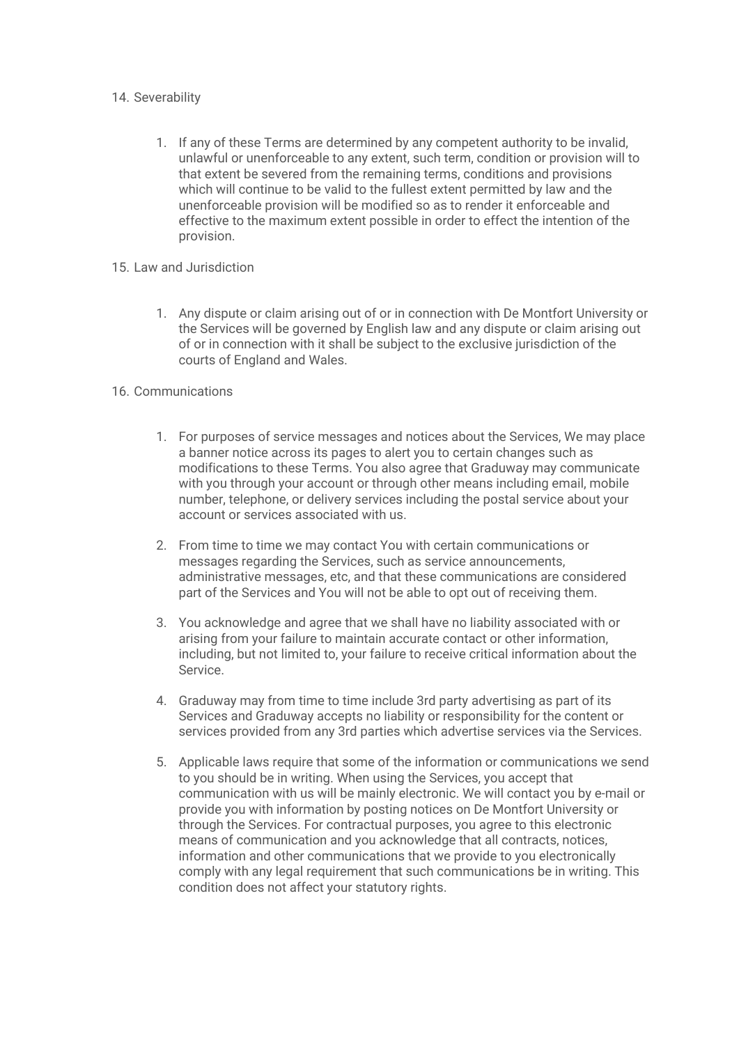14. Severability

    1. If any of these Terms are determined by any competent authority to be invalid, unlawful or unenforceable to any extent, such term, condition or provision will to that extent be severed from the remaining terms, conditions and provisions which will continue to be valid to the fullest extent permitted by law and the unenforceable provision will be modified so as to render it enforceable and effective to the maximum extent possible in order to effect the intention of the provision.

15. Law and Jurisdiction

    1. Any dispute or claim arising out of or in connection with De Montfort University or the Services will be governed by English law and any dispute or claim arising out of or in connection with it shall be subject to the exclusive jurisdiction of the courts of England and Wales.

16. Communications

    1. For purposes of service messages and notices about the Services, We may place a banner notice across its pages to alert you to certain changes such as modifications to these Terms. You also agree that Graduway may communicate with you through your account or through other means including email, mobile number, telephone, or delivery services including the postal service about your account or services associated with us.

    2. From time to time we may contact You with certain communications or messages regarding the Services, such as service announcements, administrative messages, etc, and that these communications are considered part of the Services and You will not be able to opt out of receiving them.

    3. You acknowledge and agree that we shall have no liability associated with or arising from your failure to maintain accurate contact or other information, including, but not limited to, your failure to receive critical information about the Service.

    4. Graduway may from time to time include 3rd party advertising as part of its Services and Graduway accepts no liability or responsibility for the content or services provided from any 3rd parties which advertise services via the Services.

    5. Applicable laws require that some of the information or communications we send to you should be in writing. When using the Services, you accept that communication with us will be mainly electronic. We will contact you by e-mail or provide you with information by posting notices on De Montfort University or through the Services. For contractual purposes, you agree to this electronic means of communication and you acknowledge that all contracts, notices, information and other communications that we provide to you electronically comply with any legal requirement that such communications be in writing. This condition does not affect your statutory rights.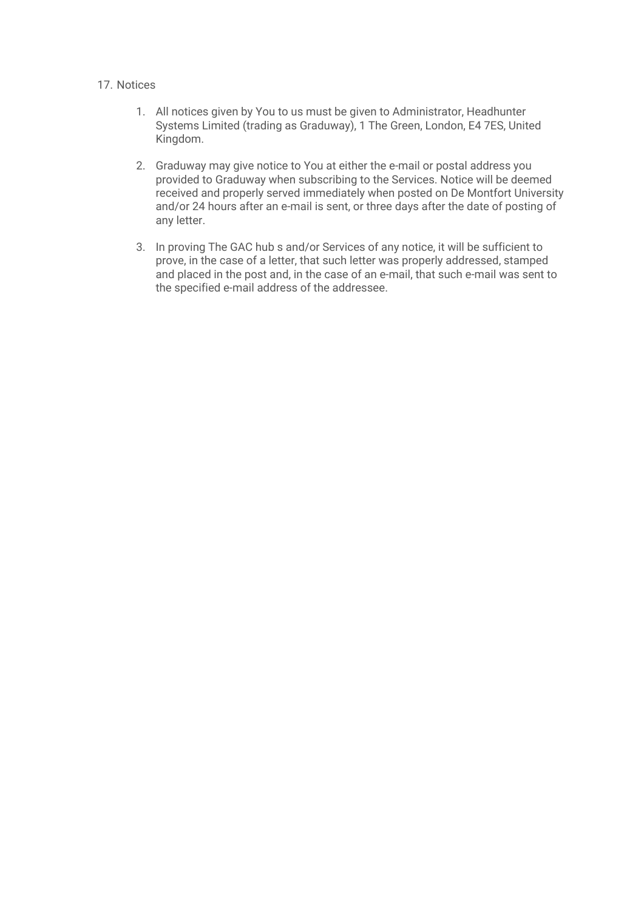17. Notices

    1. All notices given by You to us must be given to Administrator, Headhunter Systems Limited (trading as Graduway), 1 The Green, London, E4 7ES, United Kingdom.

    2. Graduway may give notice to You at either the e-mail or postal address you provided to Graduway when subscribing to the Services. Notice will be deemed received and properly served immediately when posted on De Montfort University and/or 24 hours after an e-mail is sent, or three days after the date of posting of any letter.

    3. In proving The GAC hub s and/or Services of any notice, it will be sufficient to prove, in the case of a letter, that such letter was properly addressed, stamped and placed in the post and, in the case of an e-mail, that such e-mail was sent to the specified e-mail address of the addressee.